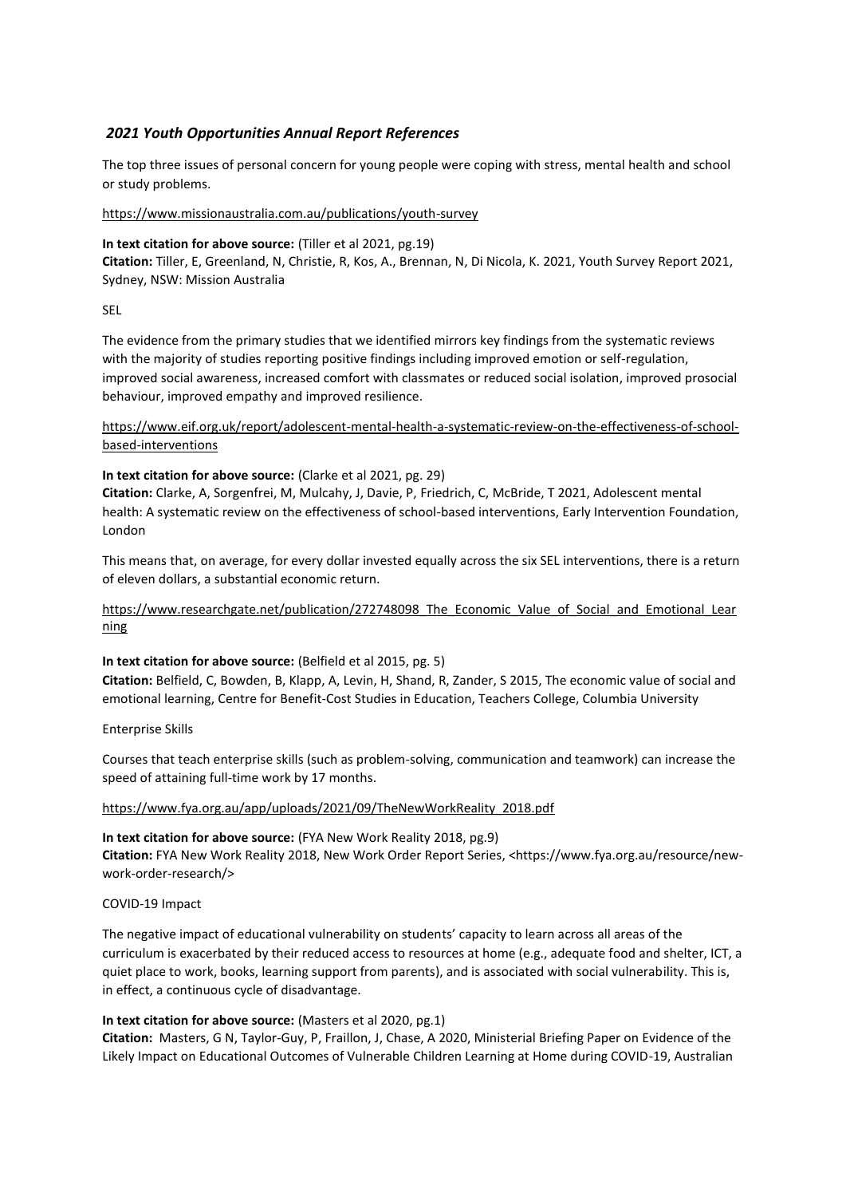## *2021 Youth Opportunities Annual Report References*

The top three issues of personal concern for young people were coping with stress, mental health and school or study problems.

https://www.missionaustralia.com.au/publications/youth-survey

**In text citation for above source:** (Tiller et al 2021, pg.19)
**Citation:** Tiller, E, Greenland, N, Christie, R, Kos, A., Brennan, N, Di Nicola, K. 2021, Youth Survey Report 2021, Sydney, NSW: Mission Australia

SEL

The evidence from the primary studies that we identified mirrors key findings from the systematic reviews with the majority of studies reporting positive findings including improved emotion or self-regulation, improved social awareness, increased comfort with classmates or reduced social isolation, improved prosocial behaviour, improved empathy and improved resilience.

https://www.eif.org.uk/report/adolescent-mental-health-a-systematic-review-on-the-effectiveness-of-school-based-interventions

**In text citation for above source:** (Clarke et al 2021, pg. 29)
**Citation:** Clarke, A, Sorgenfrei, M, Mulcahy, J, Davie, P, Friedrich, C, McBride, T 2021, Adolescent mental health: A systematic review on the effectiveness of school-based interventions, Early Intervention Foundation, London

This means that, on average, for every dollar invested equally across the six SEL interventions, there is a return of eleven dollars, a substantial economic return.

https://www.researchgate.net/publication/272748098_The_Economic_Value_of_Social_and_Emotional_Learning

**In text citation for above source:** (Belfield et al 2015, pg. 5)
**Citation:** Belfield, C, Bowden, B, Klapp, A, Levin, H, Shand, R, Zander, S 2015, The economic value of social and emotional learning, Centre for Benefit-Cost Studies in Education, Teachers College, Columbia University

Enterprise Skills

Courses that teach enterprise skills (such as problem-solving, communication and teamwork) can increase the speed of attaining full-time work by 17 months.

https://www.fya.org.au/app/uploads/2021/09/TheNewWorkReality_2018.pdf

**In text citation for above source:** (FYA New Work Reality 2018, pg.9)
**Citation:** FYA New Work Reality 2018, New Work Order Report Series, <https://www.fya.org.au/resource/new-work-order-research/>

COVID-19 Impact

The negative impact of educational vulnerability on students' capacity to learn across all areas of the curriculum is exacerbated by their reduced access to resources at home (e.g., adequate food and shelter, ICT, a quiet place to work, books, learning support from parents), and is associated with social vulnerability. This is, in effect, a continuous cycle of disadvantage.

**In text citation for above source:** (Masters et al 2020, pg.1)
**Citation:** Masters, G N, Taylor-Guy, P, Fraillon, J, Chase, A 2020, Ministerial Briefing Paper on Evidence of the Likely Impact on Educational Outcomes of Vulnerable Children Learning at Home during COVID-19, Australian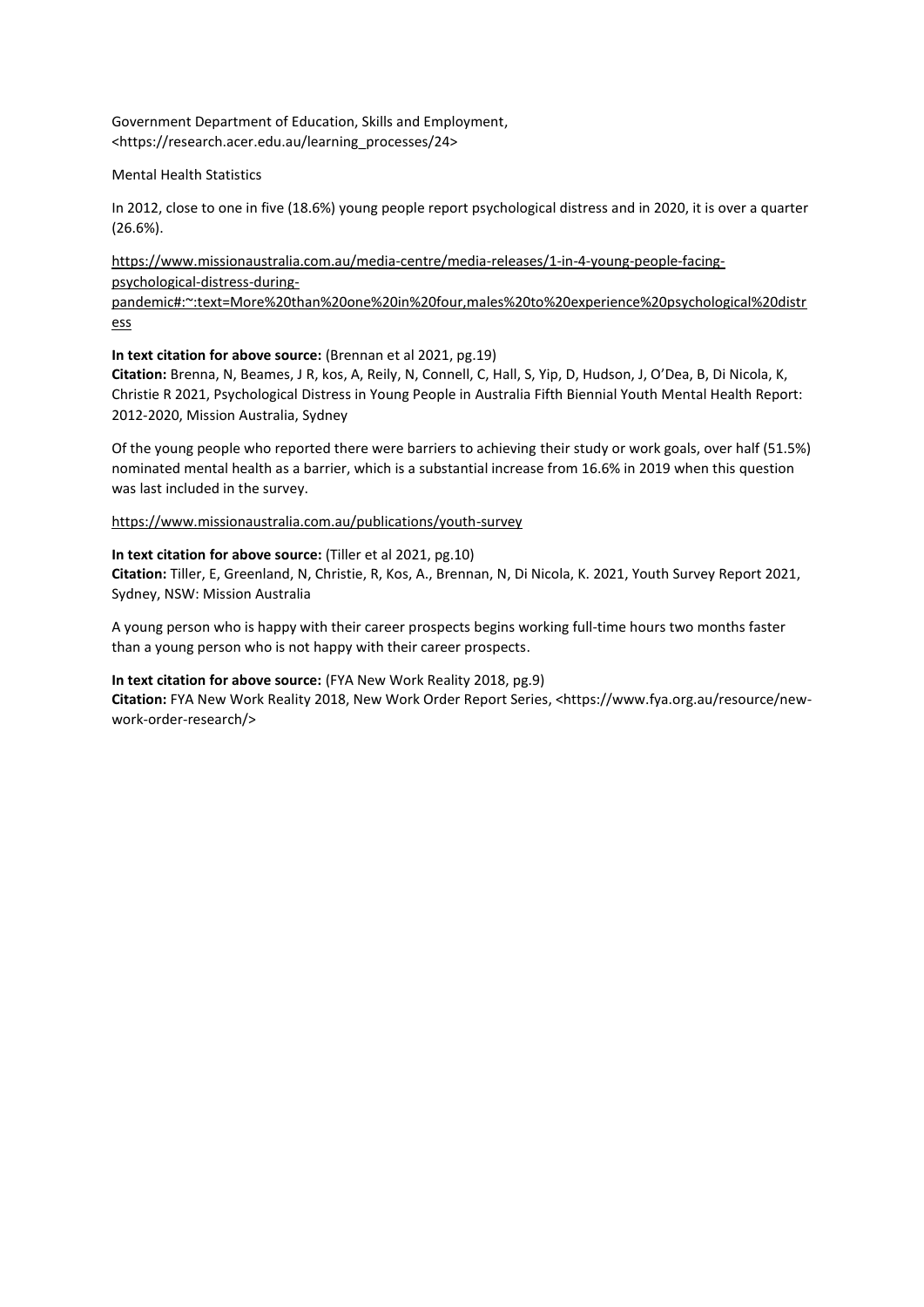Government Department of Education, Skills and Employment, <https://research.acer.edu.au/learning_processes/24>

Mental Health Statistics

In 2012, close to one in five (18.6%) young people report psychological distress and in 2020, it is over a quarter (26.6%).

https://www.missionaustralia.com.au/media-centre/media-releases/1-in-4-young-people-facing-psychological-distress-during-pandemic#:~:text=More%20than%20one%20in%20four,males%20to%20experience%20psychological%20distress

**In text citation for above source:** (Brennan et al 2021, pg.19)
**Citation:** Brenna, N, Beames, J R, kos, A, Reily, N, Connell, C, Hall, S, Yip, D, Hudson, J, O'Dea, B, Di Nicola, K, Christie R 2021, Psychological Distress in Young People in Australia Fifth Biennial Youth Mental Health Report: 2012-2020, Mission Australia, Sydney

Of the young people who reported there were barriers to achieving their study or work goals, over half (51.5%) nominated mental health as a barrier, which is a substantial increase from 16.6% in 2019 when this question was last included in the survey.

https://www.missionaustralia.com.au/publications/youth-survey

**In text citation for above source:** (Tiller et al 2021, pg.10)
**Citation:** Tiller, E, Greenland, N, Christie, R, Kos, A., Brennan, N, Di Nicola, K. 2021, Youth Survey Report 2021, Sydney, NSW: Mission Australia

A young person who is happy with their career prospects begins working full-time hours two months faster than a young person who is not happy with their career prospects.

**In text citation for above source:** (FYA New Work Reality 2018, pg.9)
**Citation:** FYA New Work Reality 2018, New Work Order Report Series, <https://www.fya.org.au/resource/new-work-order-research/>